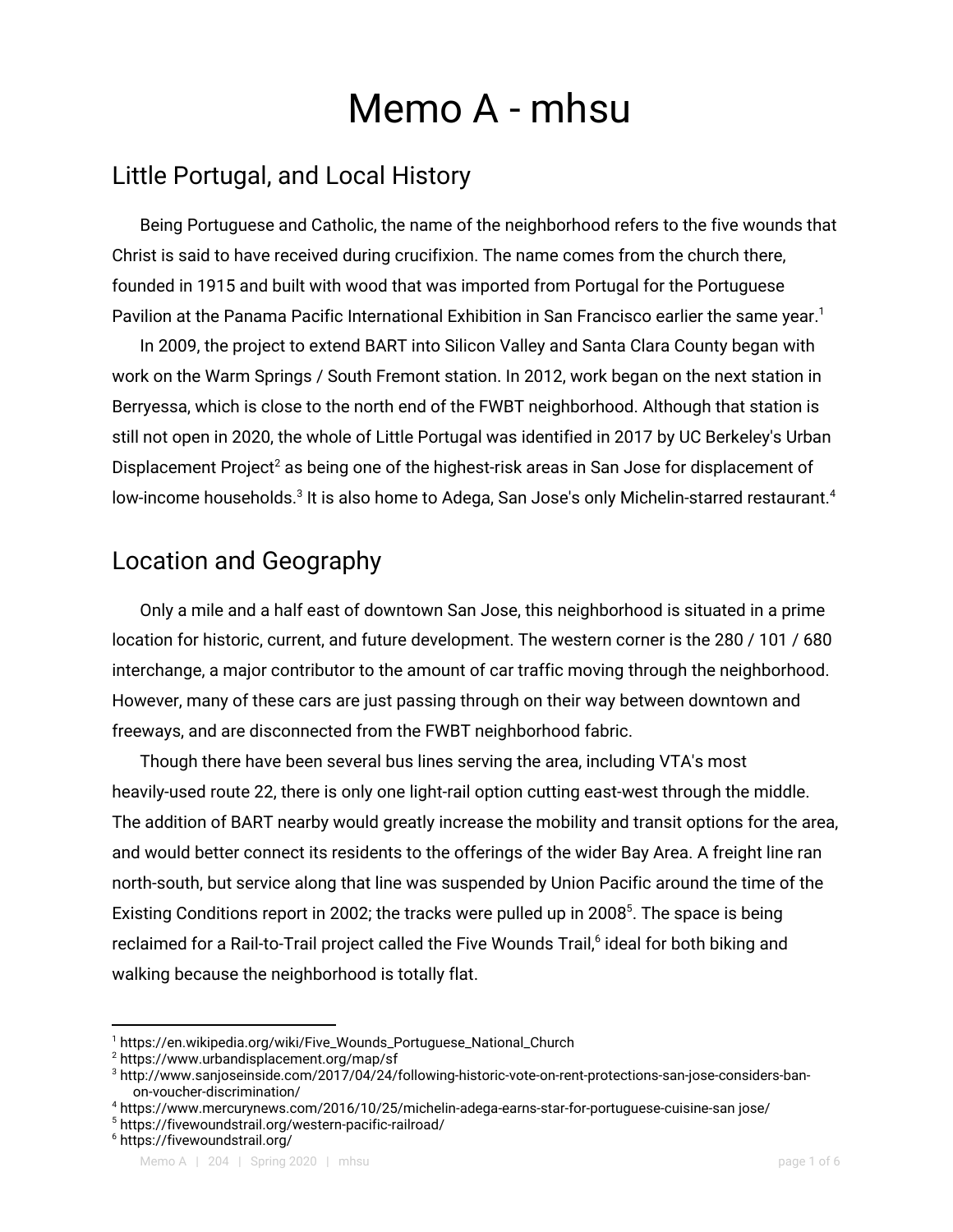# Memo A - mhsu

## Little Portugal, and Local History

Being Portuguese and Catholic, the name of the neighborhood refers to the five wounds that Christ is said to have received during crucifixion. The name comes from the church there, founded in 1915 and built with wood that was imported from Portugal for the Portuguese Pavilion at the Panama Pacific International Exhibition in San Francisco earlier the same year.[1]

In 2009, the project to extend BART into Silicon Valley and Santa Clara County began with work on the Warm Springs / South Fremont station. In 2012, work began on the next station in Berryessa, which is close to the north end of the FWBT neighborhood. Although that station is still not open in 2020, the whole of Little Portugal was identified in 2017 by UC Berkeley's Urban Displacement Project[2] as being one of the highest-risk areas in San Jose for displacement of low-income households.[3] It is also home to Adega, San Jose's only Michelin-starred restaurant.[4]

## Location and Geography

Only a mile and a half east of downtown San Jose, this neighborhood is situated in a prime location for historic, current, and future development. The western corner is the 280 / 101 / 680 interchange, a major contributor to the amount of car traffic moving through the neighborhood. However, many of these cars are just passing through on their way between downtown and freeways, and are disconnected from the FWBT neighborhood fabric.

Though there have been several bus lines serving the area, including VTA's most heavily-used route 22, there is only one light-rail option cutting east-west through the middle. The addition of BART nearby would greatly increase the mobility and transit options for the area, and would better connect its residents to the offerings of the wider Bay Area. A freight line ran north-south, but service along that line was suspended by Union Pacific around the time of the Existing Conditions report in 2002; the tracks were pulled up in 2008[5]. The space is being reclaimed for a Rail-to-Trail project called the Five Wounds Trail,[6] ideal for both biking and walking because the neighborhood is totally flat.

---

[1] https://en.wikipedia.org/wiki/Five_Wounds_Portuguese_National_Church
[2] https://www.urbandisplacement.org/map/sf
[3] http://www.sanjoseinside.com/2017/04/24/following-historic-vote-on-rent-protections-san-jose-considers-ban-on-voucher-discrimination/
[4] https://www.mercurynews.com/2016/10/25/michelin-adega-earns-star-for-portuguese-cuisine-san jose/
[5] https://fivewoundstrail.org/western-pacific-railroad/
[6] https://fivewoundstrail.org/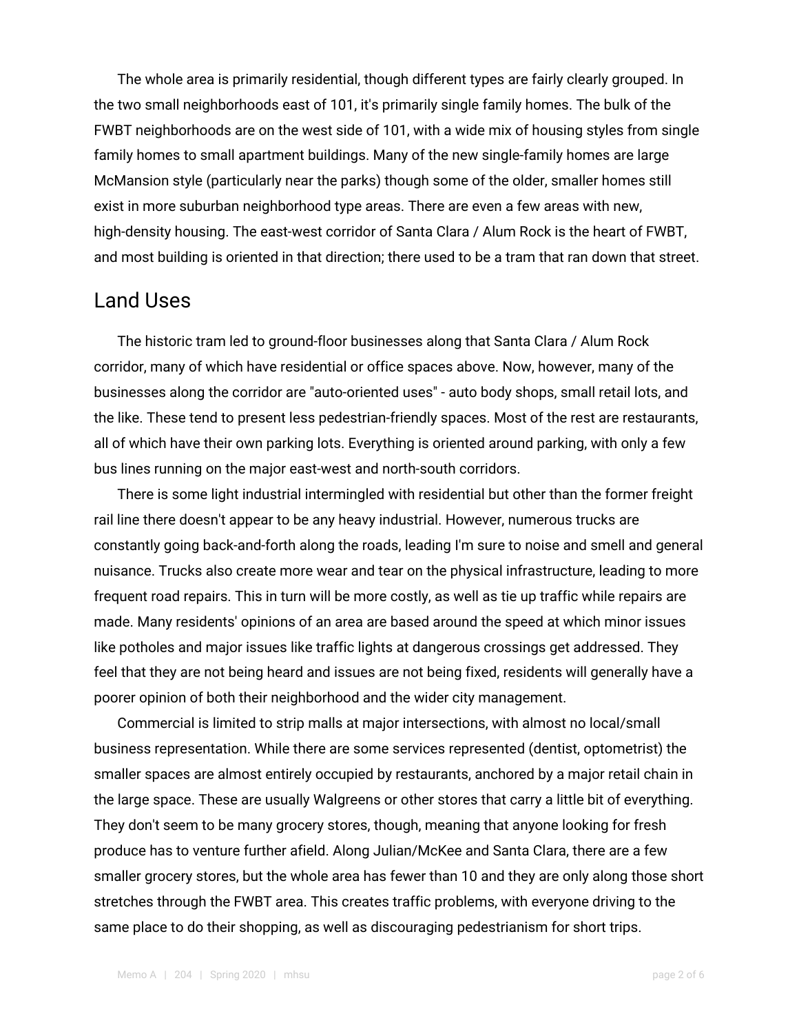The whole area is primarily residential, though different types are fairly clearly grouped. In the two small neighborhoods east of 101, it's primarily single family homes. The bulk of the FWBT neighborhoods are on the west side of 101, with a wide mix of housing styles from single family homes to small apartment buildings. Many of the new single-family homes are large McMansion style (particularly near the parks) though some of the older, smaller homes still exist in more suburban neighborhood type areas. There are even a few areas with new, high-density housing. The east-west corridor of Santa Clara / Alum Rock is the heart of FWBT, and most building is oriented in that direction; there used to be a tram that ran down that street.

## Land Uses

The historic tram led to ground-floor businesses along that Santa Clara / Alum Rock corridor, many of which have residential or office spaces above. Now, however, many of the businesses along the corridor are "auto-oriented uses" - auto body shops, small retail lots, and the like. These tend to present less pedestrian-friendly spaces. Most of the rest are restaurants, all of which have their own parking lots. Everything is oriented around parking, with only a few bus lines running on the major east-west and north-south corridors.

There is some light industrial intermingled with residential but other than the former freight rail line there doesn't appear to be any heavy industrial. However, numerous trucks are constantly going back-and-forth along the roads, leading I'm sure to noise and smell and general nuisance. Trucks also create more wear and tear on the physical infrastructure, leading to more frequent road repairs. This in turn will be more costly, as well as tie up traffic while repairs are made. Many residents' opinions of an area are based around the speed at which minor issues like potholes and major issues like traffic lights at dangerous crossings get addressed. They feel that they are not being heard and issues are not being fixed, residents will generally have a poorer opinion of both their neighborhood and the wider city management.

Commercial is limited to strip malls at major intersections, with almost no local/small business representation. While there are some services represented (dentist, optometrist) the smaller spaces are almost entirely occupied by restaurants, anchored by a major retail chain in the large space. These are usually Walgreens or other stores that carry a little bit of everything. They don't seem to be many grocery stores, though, meaning that anyone looking for fresh produce has to venture further afield. Along Julian/McKee and Santa Clara, there are a few smaller grocery stores, but the whole area has fewer than 10 and they are only along those short stretches through the FWBT area. This creates traffic problems, with everyone driving to the same place to do their shopping, as well as discouraging pedestrianism for short trips.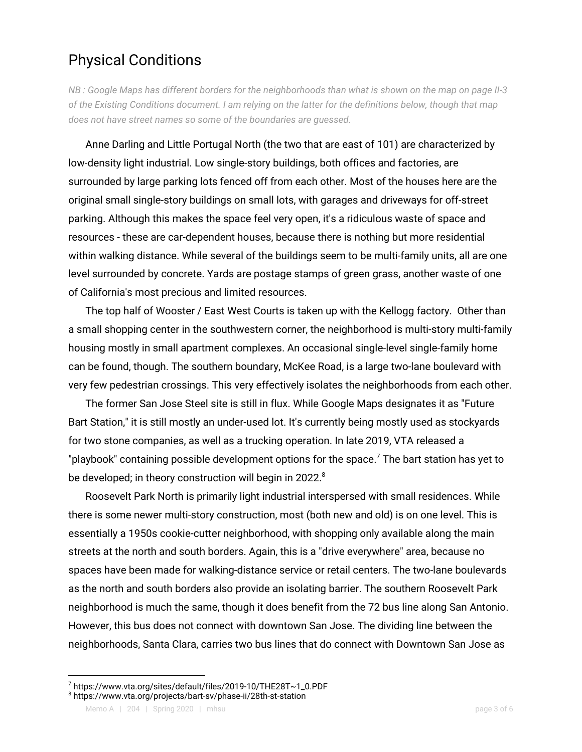# Physical Conditions

*NB : Google Maps has different borders for the neighborhoods than what is shown on the map on page II-3 of the Existing Conditions document. I am relying on the latter for the definitions below, though that map does not have street names so some of the boundaries are guessed.*

Anne Darling and Little Portugal North (the two that are east of 101) are characterized by low-density light industrial. Low single-story buildings, both offices and factories, are surrounded by large parking lots fenced off from each other. Most of the houses here are the original small single-story buildings on small lots, with garages and driveways for off-street parking. Although this makes the space feel very open, it's a ridiculous waste of space and resources - these are car-dependent houses, because there is nothing but more residential within walking distance. While several of the buildings seem to be multi-family units, all are one level surrounded by concrete. Yards are postage stamps of green grass, another waste of one of California's most precious and limited resources.

The top half of Wooster / East West Courts is taken up with the Kellogg factory. Other than a small shopping center in the southwestern corner, the neighborhood is multi-story multi-family housing mostly in small apartment complexes. An occasional single-level single-family home can be found, though. The southern boundary, McKee Road, is a large two-lane boulevard with very few pedestrian crossings. This very effectively isolates the neighborhoods from each other.

The former San Jose Steel site is still in flux. While Google Maps designates it as "Future Bart Station," it is still mostly an under-used lot. It's currently being mostly used as stockyards for two stone companies, as well as a trucking operation. In late 2019, VTA released a "playbook" containing possible development options for the space.[7] The bart station has yet to be developed; in theory construction will begin in 2022.[8]

Roosevelt Park North is primarily light industrial interspersed with small residences. While there is some newer multi-story construction, most (both new and old) is on one level. This is essentially a 1950s cookie-cutter neighborhood, with shopping only available along the main streets at the north and south borders. Again, this is a "drive everywhere" area, because no spaces have been made for walking-distance service or retail centers. The two-lane boulevards as the north and south borders also provide an isolating barrier. The southern Roosevelt Park neighborhood is much the same, though it does benefit from the 72 bus line along San Antonio. However, this bus does not connect with downtown San Jose. The dividing line between the neighborhoods, Santa Clara, carries two bus lines that do connect with Downtown San Jose as

---

[7] https://www.vta.org/sites/default/files/2019-10/THE28T~1_0.PDF
[8] https://www.vta.org/projects/bart-sv/phase-ii/28th-st-station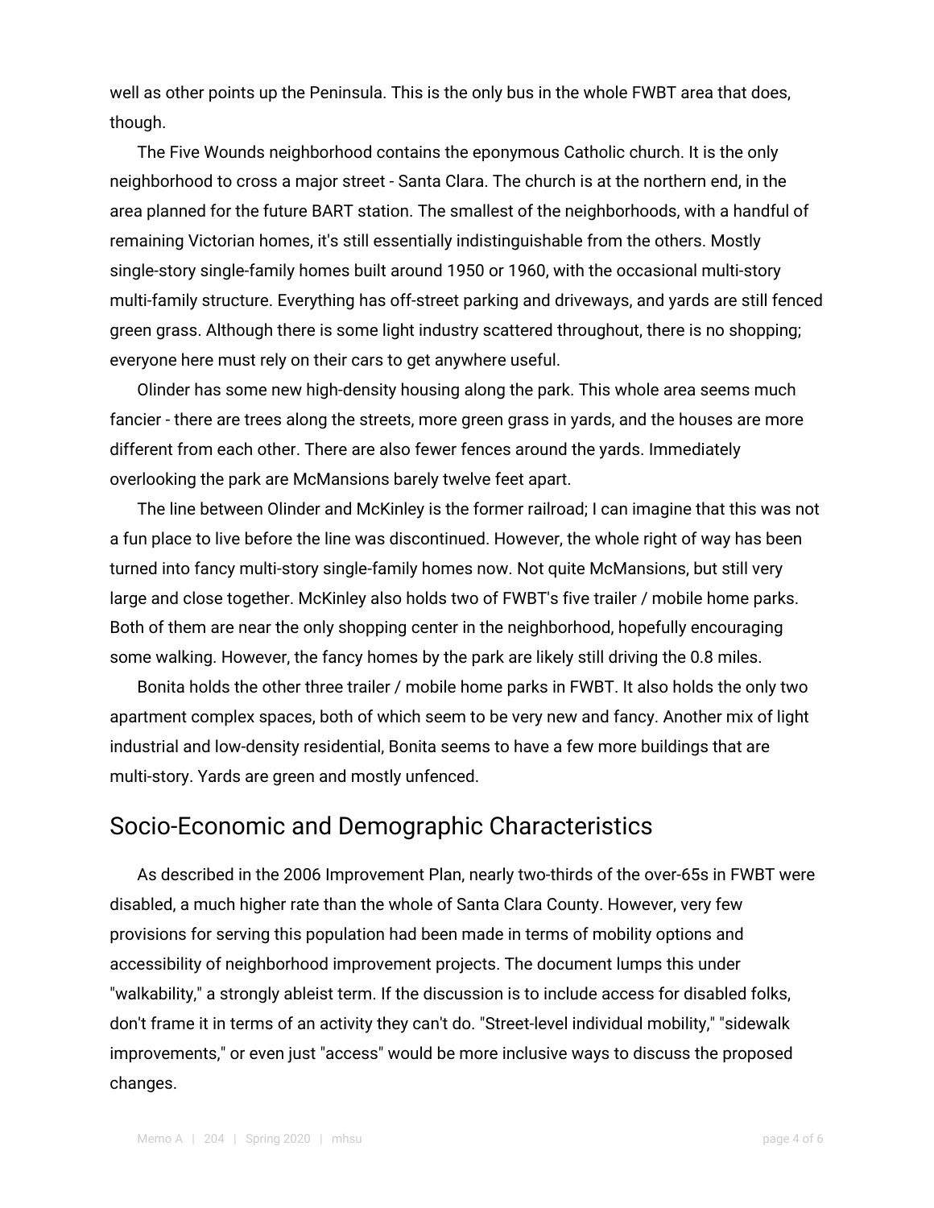well as other points up the Peninsula. This is the only bus in the whole FWBT area that does, though.

The Five Wounds neighborhood contains the eponymous Catholic church. It is the only neighborhood to cross a major street - Santa Clara. The church is at the northern end, in the area planned for the future BART station. The smallest of the neighborhoods, with a handful of remaining Victorian homes, it's still essentially indistinguishable from the others. Mostly single-story single-family homes built around 1950 or 1960, with the occasional multi-story multi-family structure. Everything has off-street parking and driveways, and yards are still fenced green grass. Although there is some light industry scattered throughout, there is no shopping; everyone here must rely on their cars to get anywhere useful.

Olinder has some new high-density housing along the park. This whole area seems much fancier - there are trees along the streets, more green grass in yards, and the houses are more different from each other. There are also fewer fences around the yards. Immediately overlooking the park are McMansions barely twelve feet apart.

The line between Olinder and McKinley is the former railroad; I can imagine that this was not a fun place to live before the line was discontinued. However, the whole right of way has been turned into fancy multi-story single-family homes now. Not quite McMansions, but still very large and close together. McKinley also holds two of FWBT's five trailer / mobile home parks. Both of them are near the only shopping center in the neighborhood, hopefully encouraging some walking. However, the fancy homes by the park are likely still driving the 0.8 miles.

Bonita holds the other three trailer / mobile home parks in FWBT. It also holds the only two apartment complex spaces, both of which seem to be very new and fancy. Another mix of light industrial and low-density residential, Bonita seems to have a few more buildings that are multi-story. Yards are green and mostly unfenced.

## Socio-Economic and Demographic Characteristics

As described in the 2006 Improvement Plan, nearly two-thirds of the over-65s in FWBT were disabled, a much higher rate than the whole of Santa Clara County. However, very few provisions for serving this population had been made in terms of mobility options and accessibility of neighborhood improvement projects. The document lumps this under "walkability," a strongly ableist term. If the discussion is to include access for disabled folks, don't frame it in terms of an activity they can't do. "Street-level individual mobility," "sidewalk improvements," or even just "access" would be more inclusive ways to discuss the proposed changes.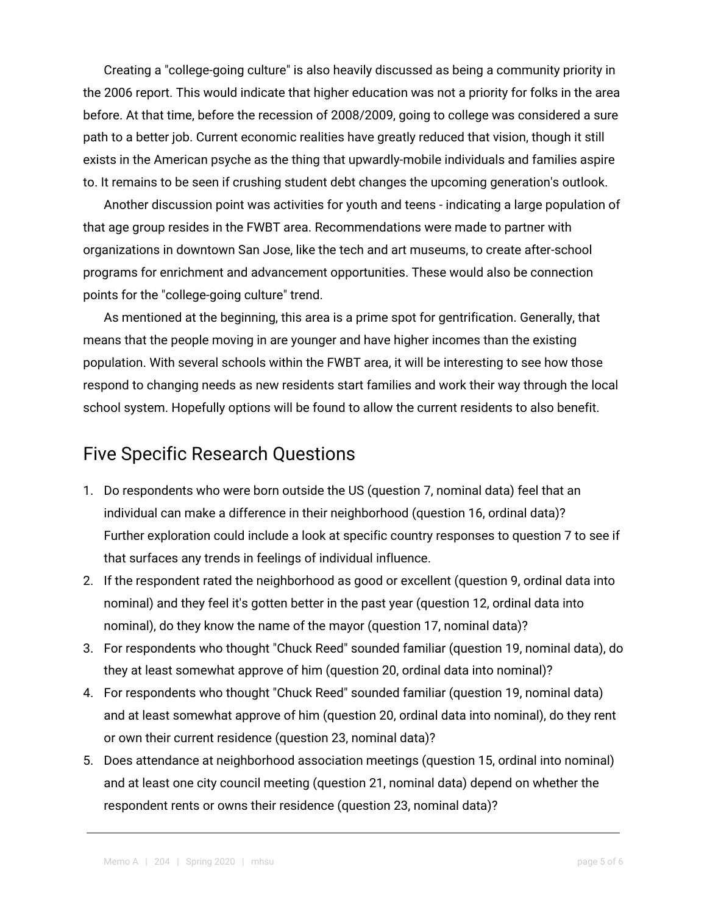Creating a "college-going culture" is also heavily discussed as being a community priority in the 2006 report. This would indicate that higher education was not a priority for folks in the area before. At that time, before the recession of 2008/2009, going to college was considered a sure path to a better job. Current economic realities have greatly reduced that vision, though it still exists in the American psyche as the thing that upwardly-mobile individuals and families aspire to. It remains to be seen if crushing student debt changes the upcoming generation's outlook.

Another discussion point was activities for youth and teens - indicating a large population of that age group resides in the FWBT area. Recommendations were made to partner with organizations in downtown San Jose, like the tech and art museums, to create after-school programs for enrichment and advancement opportunities. These would also be connection points for the "college-going culture" trend.

As mentioned at the beginning, this area is a prime spot for gentrification. Generally, that means that the people moving in are younger and have higher incomes than the existing population. With several schools within the FWBT area, it will be interesting to see how those respond to changing needs as new residents start families and work their way through the local school system. Hopefully options will be found to allow the current residents to also benefit.

## Five Specific Research Questions

1. Do respondents who were born outside the US (question 7, nominal data) feel that an individual can make a difference in their neighborhood (question 16, ordinal data)? Further exploration could include a look at specific country responses to question 7 to see if that surfaces any trends in feelings of individual influence.
2. If the respondent rated the neighborhood as good or excellent (question 9, ordinal data into nominal) and they feel it's gotten better in the past year (question 12, ordinal data into nominal), do they know the name of the mayor (question 17, nominal data)?
3. For respondents who thought "Chuck Reed" sounded familiar (question 19, nominal data), do they at least somewhat approve of him (question 20, ordinal data into nominal)?
4. For respondents who thought "Chuck Reed" sounded familiar (question 19, nominal data) and at least somewhat approve of him (question 20, ordinal data into nominal), do they rent or own their current residence (question 23, nominal data)?
5. Does attendance at neighborhood association meetings (question 15, ordinal into nominal) and at least one city council meeting (question 21, nominal data) depend on whether the respondent rents or owns their residence (question 23, nominal data)?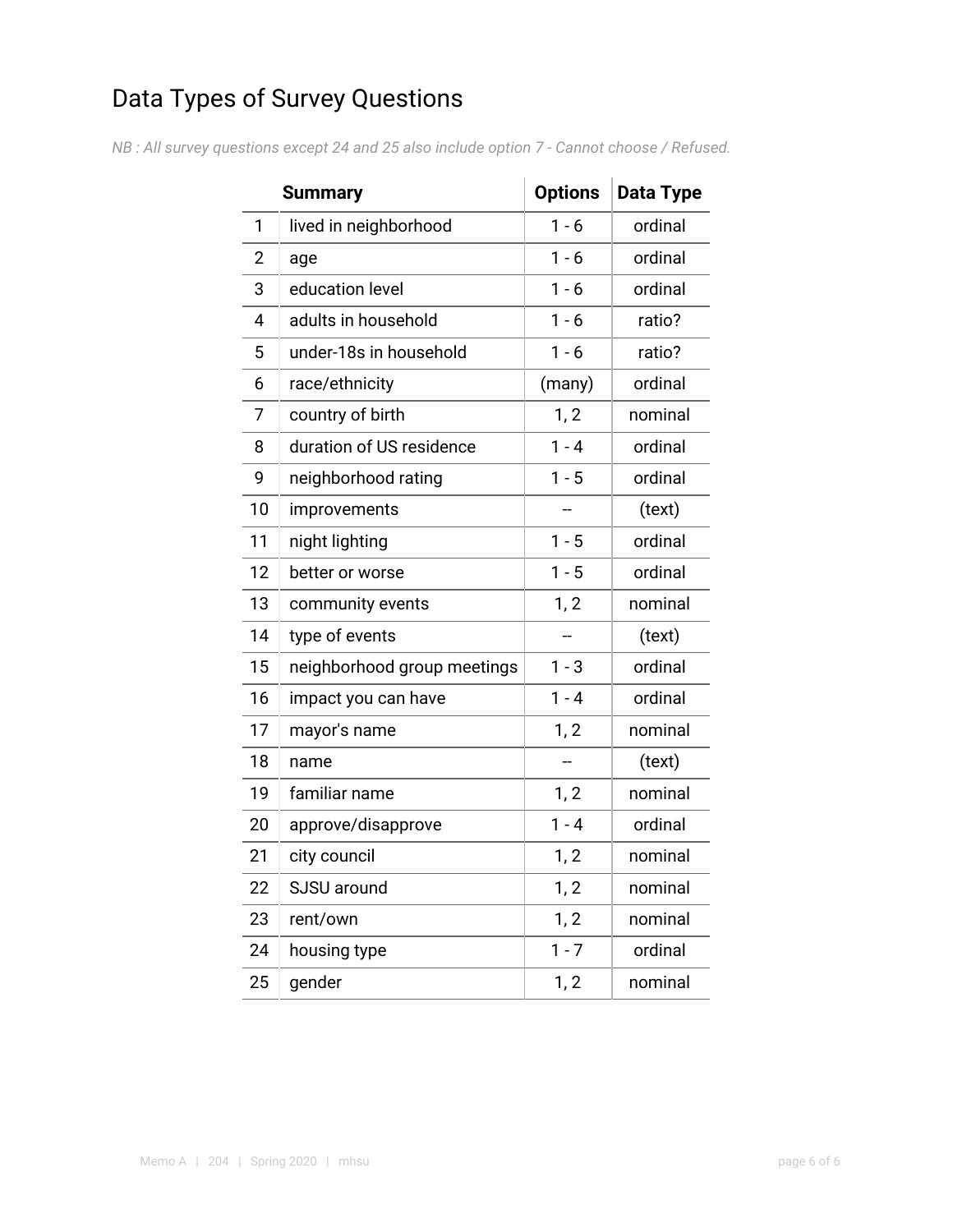# Data Types of Survey Questions

*NB : All survey questions except 24 and 25 also include option 7 - Cannot choose / Refused.*

| | Summary | Options | Data Type |
|---|---|---|---|
| 1 | lived in neighborhood | 1 - 6 | ordinal |
| 2 | age | 1 - 6 | ordinal |
| 3 | education level | 1 - 6 | ordinal |
| 4 | adults in household | 1 - 6 | ratio? |
| 5 | under-18s in household | 1 - 6 | ratio? |
| 6 | race/ethnicity | (many) | ordinal |
| 7 | country of birth | 1, 2 | nominal |
| 8 | duration of US residence | 1 - 4 | ordinal |
| 9 | neighborhood rating | 1 - 5 | ordinal |
| 10 | improvements | -- | (text) |
| 11 | night lighting | 1 - 5 | ordinal |
| 12 | better or worse | 1 - 5 | ordinal |
| 13 | community events | 1, 2 | nominal |
| 14 | type of events | -- | (text) |
| 15 | neighborhood group meetings | 1 - 3 | ordinal |
| 16 | impact you can have | 1 - 4 | ordinal |
| 17 | mayor's name | 1, 2 | nominal |
| 18 | name | -- | (text) |
| 19 | familiar name | 1, 2 | nominal |
| 20 | approve/disapprove | 1 - 4 | ordinal |
| 21 | city council | 1, 2 | nominal |
| 22 | SJSU around | 1, 2 | nominal |
| 23 | rent/own | 1, 2 | nominal |
| 24 | housing type | 1 - 7 | ordinal |
| 25 | gender | 1, 2 | nominal |